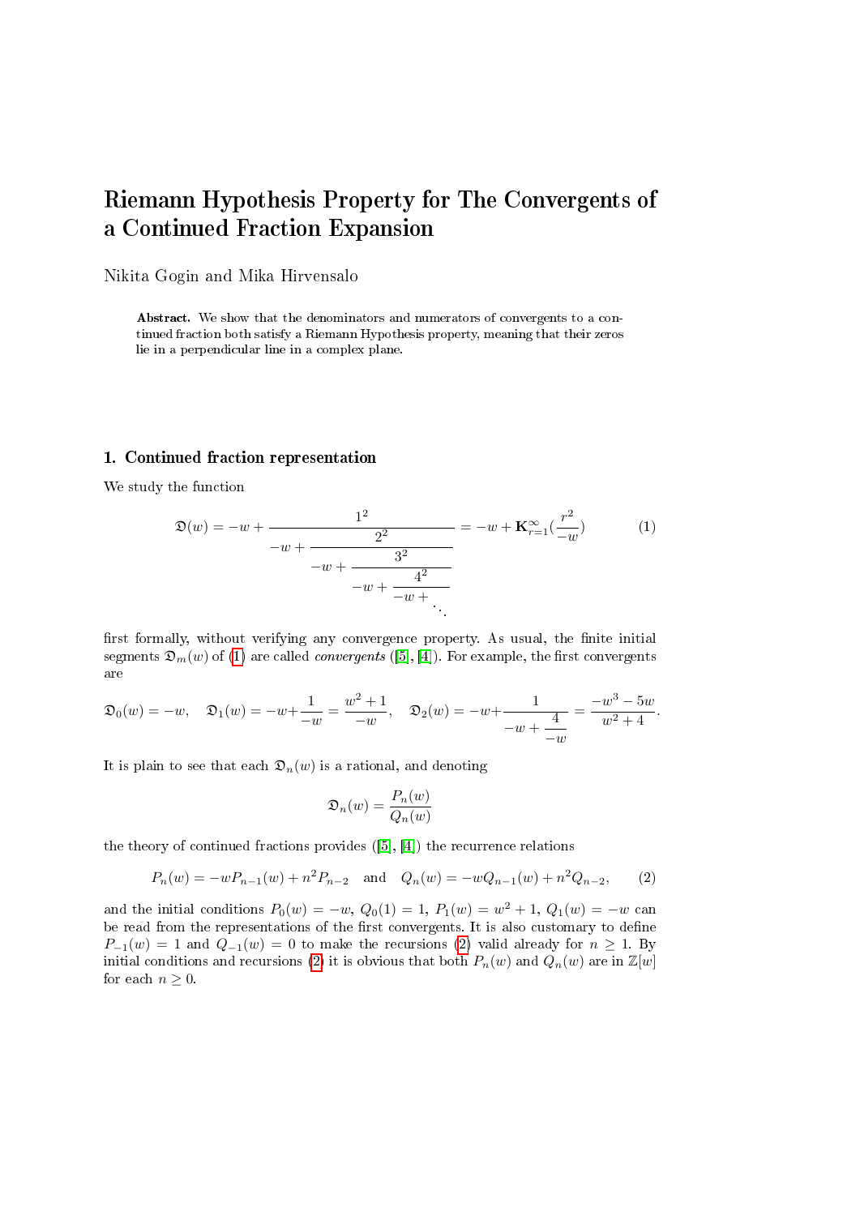# Riemann Hypothesis Property for The Convergents of a Continued Fraction Expansion

Nikita Gogin and Mika Hirvensalo

**Abstract.** We show that the denominators and numerators of convergents to a continued fraction both satisfy a Riemann Hypothesis property, meaning that their zeros lie in a perpendicular line in a complex plane.

## 1. Continued fraction representation

We study the function

$$\mathfrak{D}(w) = -w + \cfrac{1^2}{-w + \cfrac{2^2}{-w + \cfrac{3^2}{-w + \cfrac{4^2}{-w + \ddots}}}} = -w + \mathbf{K}_{r=1}^{\infty}\left(\frac{r^2}{-w}\right) \tag{1}$$

first formally, without verifying any convergence property. As usual, the finite initial segments $\mathfrak{D}_m(w)$ of (1) are called *convergents* ([5], [4]). For example, the first convergents are

$$\mathfrak{D}_0(w) = -w, \quad \mathfrak{D}_1(w) = -w + \frac{1}{-w} = \frac{w^2+1}{-w}, \quad \mathfrak{D}_2(w) = -w + \cfrac{1}{-w + \cfrac{4}{-w}} = \frac{-w^3 - 5w}{w^2+4}.$$

It is plain to see that each $\mathfrak{D}_n(w)$ is a rational, and denoting

$$\mathfrak{D}_n(w) = \frac{P_n(w)}{Q_n(w)}$$

the theory of continued fractions provides ([5], [4]) the recurrence relations

$$P_n(w) = -wP_{n-1}(w) + n^2 P_{n-2} \quad \text{and} \quad Q_n(w) = -wQ_{n-1}(w) + n^2 Q_{n-2}, \tag{2}$$

and the initial conditions $P_0(w) = -w$, $Q_0(1) = 1$, $P_1(w) = w^2 + 1$, $Q_1(w) = -w$ can be read from the representations of the first convergents. It is also customary to define $P_{-1}(w) = 1$ and $Q_{-1}(w) = 0$ to make the recursions (2) valid already for $n \geq 1$. By initial conditions and recursions (2) it is obvious that both $P_n(w)$ and $Q_n(w)$ are in $\mathbb{Z}[w]$ for each $n \geq 0$.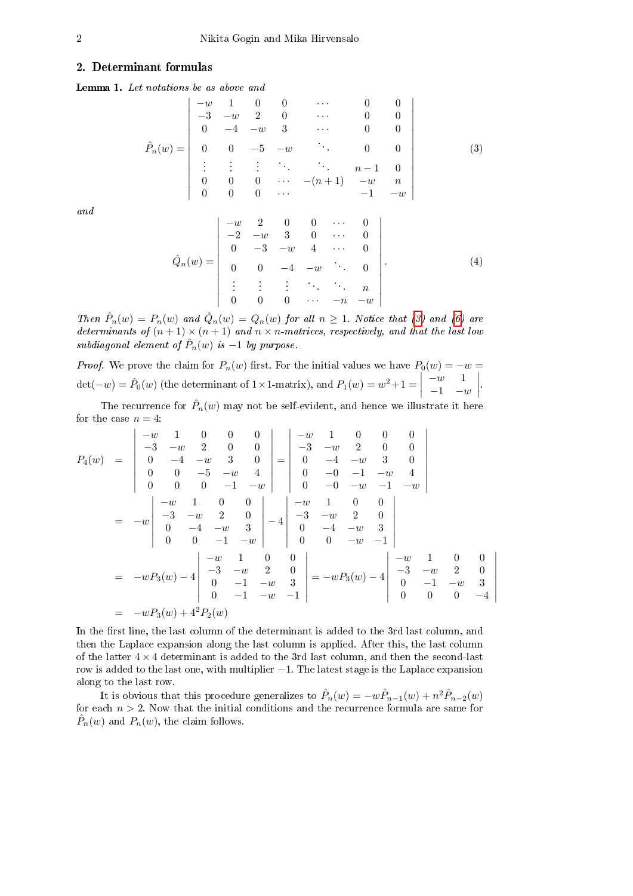## 2. Determinant formulas

**Lemma 1.** *Let notations be as above and*

$$
\hat{P}_n(w) = \begin{vmatrix}
-w & 1 & 0 & 0 & \cdots & 0 & 0 \\
-3 & -w & 2 & 0 & \cdots & 0 & 0 \\
0 & -4 & -w & 3 & \cdots & 0 & 0 \\
0 & 0 & -5 & -w & \ddots & 0 & 0 \\
\vdots & \vdots & \vdots & \ddots & \ddots & n-1 & 0 \\
0 & 0 & 0 & \cdots & -(n+1) & -w & n \\
0 & 0 & 0 & \cdots & & -1 & -w
\end{vmatrix} \tag{3}
$$

*and*

$$
\hat{Q}_n(w) = \begin{vmatrix}
-w & 2 & 0 & 0 & \cdots & 0 \\
-2 & -w & 3 & 0 & \cdots & 0 \\
0 & -3 & -w & 4 & \cdots & 0 \\
0 & 0 & -4 & -w & \ddots & 0 \\
\vdots & \vdots & \vdots & \ddots & \ddots & n \\
0 & 0 & 0 & \cdots & -n & -w
\end{vmatrix}. \tag{4}
$$

*Then $\hat{P}_n(w) = P_n(w)$ and $\hat{Q}_n(w) = Q_n(w)$ for all $n \geq 1$. Notice that (3) and (6) are determinants of $(n+1) \times (n+1)$ and $n \times n$-matrices, respectively, and that the last low subdiagonal element of $\hat{P}_n(w)$ is $-1$ by purpose.*

*Proof.* We prove the claim for $P_n(w)$ first. For the initial values we have $P_0(w) = -w = \det(-w) = \hat{P}_0(w)$ (the determinant of $1 \times 1$-matrix), and $P_1(w) = w^2 + 1 = \begin{vmatrix} -w & 1 \\ -1 & -w \end{vmatrix}$.

The recurrence for $\hat{P}_n(w)$ may not be self-evident, and hence we illustrate it here for the case $n = 4$:

$$
\begin{aligned}
P_4(w) &= \begin{vmatrix}
-w & 1 & 0 & 0 & 0 \\
-3 & -w & 2 & 0 & 0 \\
0 & -4 & -w & 3 & 0 \\
0 & 0 & -5 & -w & 4 \\
0 & 0 & 0 & -1 & -w
\end{vmatrix} = \begin{vmatrix}
-w & 1 & 0 & 0 & 0 \\
-3 & -w & 2 & 0 & 0 \\
0 & -4 & -w & 3 & 0 \\
0 & -0 & -1 & -w & 4 \\
0 & -0 & -w & -1 & -w
\end{vmatrix} \\
&= -w \begin{vmatrix}
-w & 1 & 0 & 0 \\
-3 & -w & 2 & 0 \\
0 & -4 & -w & 3 \\
0 & 0 & -1 & -w
\end{vmatrix} - 4 \begin{vmatrix}
-w & 1 & 0 & 0 \\
-3 & -w & 2 & 0 \\
0 & -4 & -w & 3 \\
0 & 0 & -w & -1
\end{vmatrix} \\
&= -wP_3(w) - 4 \begin{vmatrix}
-w & 1 & 0 & 0 \\
-3 & -w & 2 & 0 \\
0 & -1 & -w & 3 \\
0 & -1 & -w & -1
\end{vmatrix} = -wP_3(w) - 4 \begin{vmatrix}
-w & 1 & 0 & 0 \\
-3 & -w & 2 & 0 \\
0 & -1 & -w & 3 \\
0 & 0 & 0 & -4
\end{vmatrix} \\
&= -wP_3(w) + 4^2 P_2(w)
\end{aligned}
$$

In the first line, the last column of the determinant is added to the 3rd last column, and then the Laplace expansion along the last column is applied. After this, the last column of the latter $4 \times 4$ determinant is added to the 3rd last column, and then the second-last row is added to the last one, with multiplier $-1$. The latest stage is the Laplace expansion along to the last row.

It is obvious that this procedure generalizes to $\hat{P}_n(w) = -w\hat{P}_{n-1}(w) + n^2 \hat{P}_{n-2}(w)$ for each $n > 2$. Now that the initial conditions and the recurrence formula are same for $\hat{P}_n(w)$ and $P_n(w)$, the claim follows.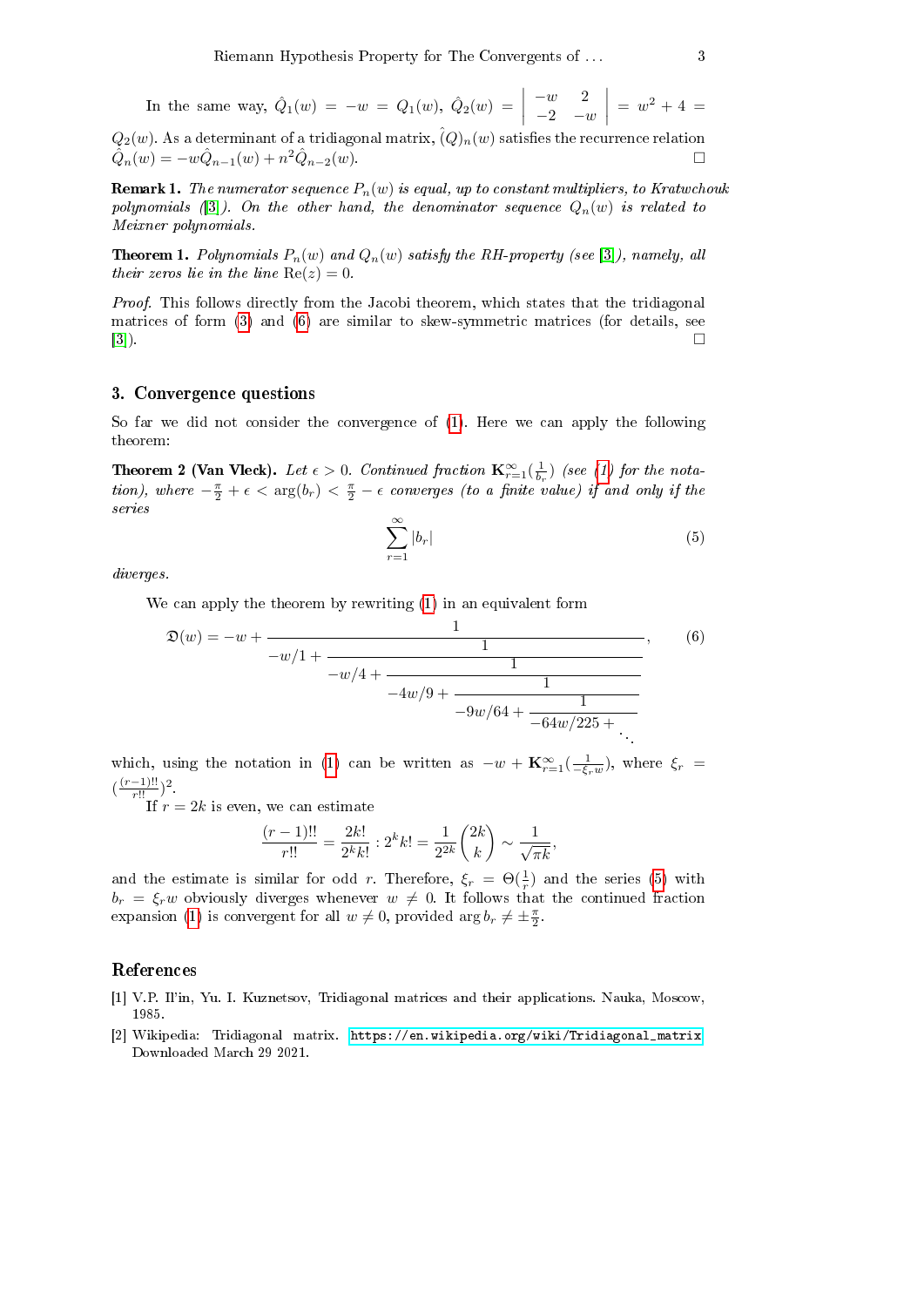In the same way, $\hat{Q}_1(w) = -w = Q_1(w)$, $\hat{Q}_2(w) = \begin{vmatrix} -w & 2 \\ -2 & -w \end{vmatrix} = w^2 + 4 = Q_2(w)$. As a determinant of a tridiagonal matrix, $\hat{(Q)}_n(w)$ satisfies the recurrence relation $\hat{Q}_n(w) = -w\hat{Q}_{n-1}(w) + n^2\hat{Q}_{n-2}(w)$. □

**Remark 1.** *The numerator sequence $P_n(w)$ is equal, up to constant multipliers, to Kratwchouk polynomials ([3]). On the other hand, the denominator sequence $Q_n(w)$ is related to Meixner polynomials.*

**Theorem 1.** *Polynomials $P_n(w)$ and $Q_n(w)$ satisfy the RH-property (see [3]), namely, all their zeros lie in the line* $\mathrm{Re}(z) = 0$.

*Proof.* This follows directly from the Jacobi theorem, which states that the tridiagonal matrices of form (3) and (6) are similar to skew-symmetric matrices (for details, see [3]). □

## 3. Convergence questions

So far we did not consider the convergence of (1). Here we can apply the following theorem:

**Theorem 2 (Van Vleck).** *Let $\epsilon > 0$. Continued fraction $\mathbf{K}_{r=1}^{\infty}(\frac{1}{b_r})$ (see (1) for the notation), where $-\frac{\pi}{2} + \epsilon < \arg(b_r) < \frac{\pi}{2} - \epsilon$ converges (to a finite value) if and only if the series*

$$\sum_{r=1}^{\infty} |b_r| \tag{5}$$

*diverges.*

We can apply the theorem by rewriting (1) in an equivalent form

$$\mathfrak{D}(w) = -w + \cfrac{1}{-w/1 + \cfrac{1}{-w/4 + \cfrac{1}{-4w/9 + \cfrac{1}{-9w/64 + \cfrac{1}{-64w/225 + \ddots}}}}}, \tag{6}$$

which, using the notation in (1) can be written as $-w + \mathbf{K}_{r=1}^{\infty}(\frac{1}{-\xi_r w})$, where $\xi_r = (\frac{(r-1)!!}{r!!})^2$.

If $r = 2k$ is even, we can estimate

$$\frac{(r-1)!!}{r!!} = \frac{2k!}{2^k k!} : 2^k k! = \frac{1}{2^{2k}} \binom{2k}{k} \sim \frac{1}{\sqrt{\pi k}},$$

and the estimate is similar for odd $r$. Therefore, $\xi_r = \Theta(\frac{1}{r})$ and the series (5) with $b_r = \xi_r w$ obviously diverges whenever $w \neq 0$. It follows that the continued fraction expansion (1) is convergent for all $w \neq 0$, provided $\arg b_r \neq \pm\frac{\pi}{2}$.

## References

[1] V.P. Il'in, Yu. I. Kuznetsov, Tridiagonal matrices and their applications. Nauka, Moscow, 1985.

[2] Wikipedia: Tridiagonal matrix. https://en.wikipedia.org/wiki/Tridiagonal_matrix Downloaded March 29 2021.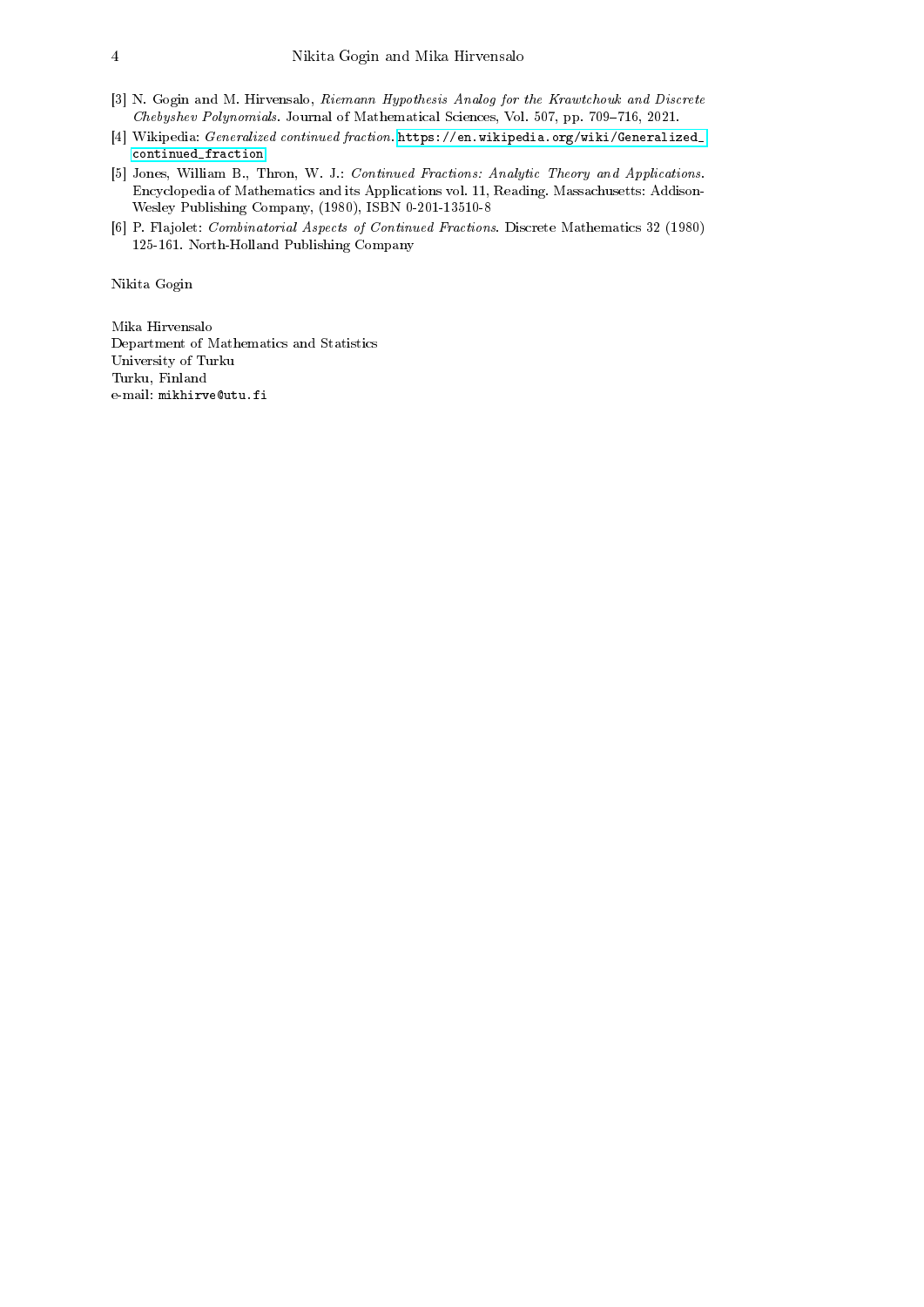[3] N. Gogin and M. Hirvensalo, *Riemann Hypothesis Analog for the Krawtchouk and Discrete Chebyshev Polynomials*. Journal of Mathematical Sciences, Vol. 507, pp. 709–716, 2021.

[4] Wikipedia: *Generalized continued fraction*. https://en.wikipedia.org/wiki/Generalized_continued_fraction

[5] Jones, William B., Thron, W. J.: *Continued Fractions: Analytic Theory and Applications*. Encyclopedia of Mathematics and its Applications vol. 11, Reading. Massachusetts: Addison-Wesley Publishing Company, (1980), ISBN 0-201-13510-8

[6] P. Flajolet: *Combinatorial Aspects of Continued Fractions*. Discrete Mathematics 32 (1980) 125-161. North-Holland Publishing Company

Nikita Gogin

Mika Hirvensalo
Department of Mathematics and Statistics
University of Turku
Turku, Finland
e-mail: mikhirve@utu.fi